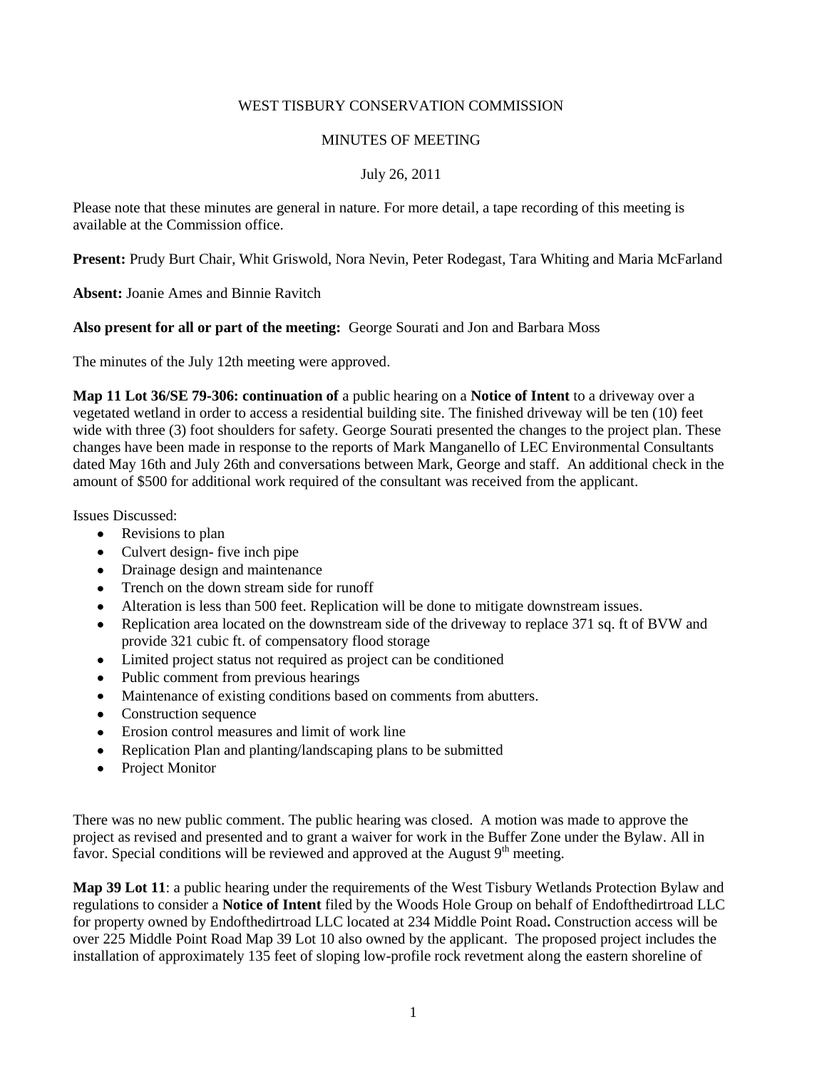WEST TISBURY CONSERVATION COMMISSION

MINUTES OF MEETING

July 26, 2011

Please note that these minutes are general in nature. For more detail, a tape recording of this meeting is available at the Commission office.

**Present:** Prudy Burt Chair, Whit Griswold, Nora Nevin, Peter Rodegast, Tara Whiting and Maria McFarland

**Absent:** Joanie Ames and Binnie Ravitch

**Also present for all or part of the meeting:** George Sourati and Jon and Barbara Moss

The minutes of the July 12th meeting were approved.

**Map 11 Lot 36/SE 79-306: continuation of** a public hearing on a **Notice of Intent** to a driveway over a vegetated wetland in order to access a residential building site. The finished driveway will be ten (10) feet wide with three (3) foot shoulders for safety. George Sourati presented the changes to the project plan. These changes have been made in response to the reports of Mark Manganello of LEC Environmental Consultants dated May 16th and July 26th and conversations between Mark, George and staff. An additional check in the amount of $500 for additional work required of the consultant was received from the applicant.

Issues Discussed:

- Revisions to plan
- Culvert design- five inch pipe
- Drainage design and maintenance
- Trench on the down stream side for runoff
- Alteration is less than 500 feet. Replication will be done to mitigate downstream issues.
- Replication area located on the downstream side of the driveway to replace 371 sq. ft of BVW and provide 321 cubic ft. of compensatory flood storage
- Limited project status not required as project can be conditioned
- Public comment from previous hearings
- Maintenance of existing conditions based on comments from abutters.
- Construction sequence
- Erosion control measures and limit of work line
- Replication Plan and planting/landscaping plans to be submitted
- Project Monitor

There was no new public comment. The public hearing was closed. A motion was made to approve the project as revised and presented and to grant a waiver for work in the Buffer Zone under the Bylaw. All in favor. Special conditions will be reviewed and approved at the August 9th meeting.

**Map 39 Lot 11**: a public hearing under the requirements of the West Tisbury Wetlands Protection Bylaw and regulations to consider a **Notice of Intent** filed by the Woods Hole Group on behalf of Endofthedirtroad LLC for property owned by Endofthedirtroad LLC located at 234 Middle Point Road**.** Construction access will be over 225 Middle Point Road Map 39 Lot 10 also owned by the applicant. The proposed project includes the installation of approximately 135 feet of sloping low-profile rock revetment along the eastern shoreline of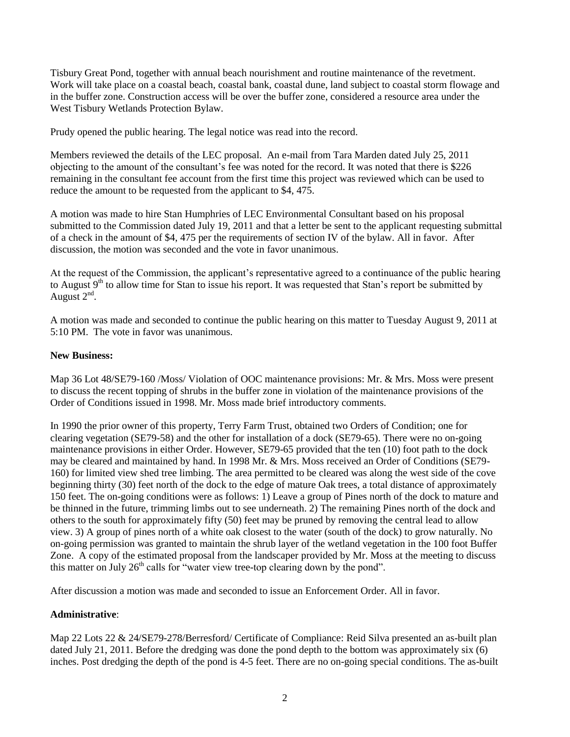Tisbury Great Pond, together with annual beach nourishment and routine maintenance of the revetment. Work will take place on a coastal beach, coastal bank, coastal dune, land subject to coastal storm flowage and in the buffer zone. Construction access will be over the buffer zone, considered a resource area under the West Tisbury Wetlands Protection Bylaw.

Prudy opened the public hearing. The legal notice was read into the record.

Members reviewed the details of the LEC proposal. An e-mail from Tara Marden dated July 25, 2011 objecting to the amount of the consultant's fee was noted for the record. It was noted that there is $226 remaining in the consultant fee account from the first time this project was reviewed which can be used to reduce the amount to be requested from the applicant to $4, 475.

A motion was made to hire Stan Humphries of LEC Environmental Consultant based on his proposal submitted to the Commission dated July 19, 2011 and that a letter be sent to the applicant requesting submittal of a check in the amount of $4, 475 per the requirements of section IV of the bylaw. All in favor. After discussion, the motion was seconded and the vote in favor unanimous.

At the request of the Commission, the applicant's representative agreed to a continuance of the public hearing to August 9th to allow time for Stan to issue his report. It was requested that Stan's report be submitted by August 2nd.

A motion was made and seconded to continue the public hearing on this matter to Tuesday August 9, 2011 at 5:10 PM. The vote in favor was unanimous.

**New Business:**

Map 36 Lot 48/SE79-160 /Moss/ Violation of OOC maintenance provisions: Mr. & Mrs. Moss were present to discuss the recent topping of shrubs in the buffer zone in violation of the maintenance provisions of the Order of Conditions issued in 1998. Mr. Moss made brief introductory comments.

In 1990 the prior owner of this property, Terry Farm Trust, obtained two Orders of Condition; one for clearing vegetation (SE79-58) and the other for installation of a dock (SE79-65). There were no on-going maintenance provisions in either Order. However, SE79-65 provided that the ten (10) foot path to the dock may be cleared and maintained by hand. In 1998 Mr. & Mrs. Moss received an Order of Conditions (SE79-160) for limited view shed tree limbing. The area permitted to be cleared was along the west side of the cove beginning thirty (30) feet north of the dock to the edge of mature Oak trees, a total distance of approximately 150 feet. The on-going conditions were as follows: 1) Leave a group of Pines north of the dock to mature and be thinned in the future, trimming limbs out to see underneath. 2) The remaining Pines north of the dock and others to the south for approximately fifty (50) feet may be pruned by removing the central lead to allow view. 3) A group of pines north of a white oak closest to the water (south of the dock) to grow naturally. No on-going permission was granted to maintain the shrub layer of the wetland vegetation in the 100 foot Buffer Zone. A copy of the estimated proposal from the landscaper provided by Mr. Moss at the meeting to discuss this matter on July 26th calls for "water view tree-top clearing down by the pond".

After discussion a motion was made and seconded to issue an Enforcement Order. All in favor.

**Administrative**:

Map 22 Lots 22 & 24/SE79-278/Berresford/ Certificate of Compliance: Reid Silva presented an as-built plan dated July 21, 2011. Before the dredging was done the pond depth to the bottom was approximately six (6) inches. Post dredging the depth of the pond is 4-5 feet. There are no on-going special conditions. The as-built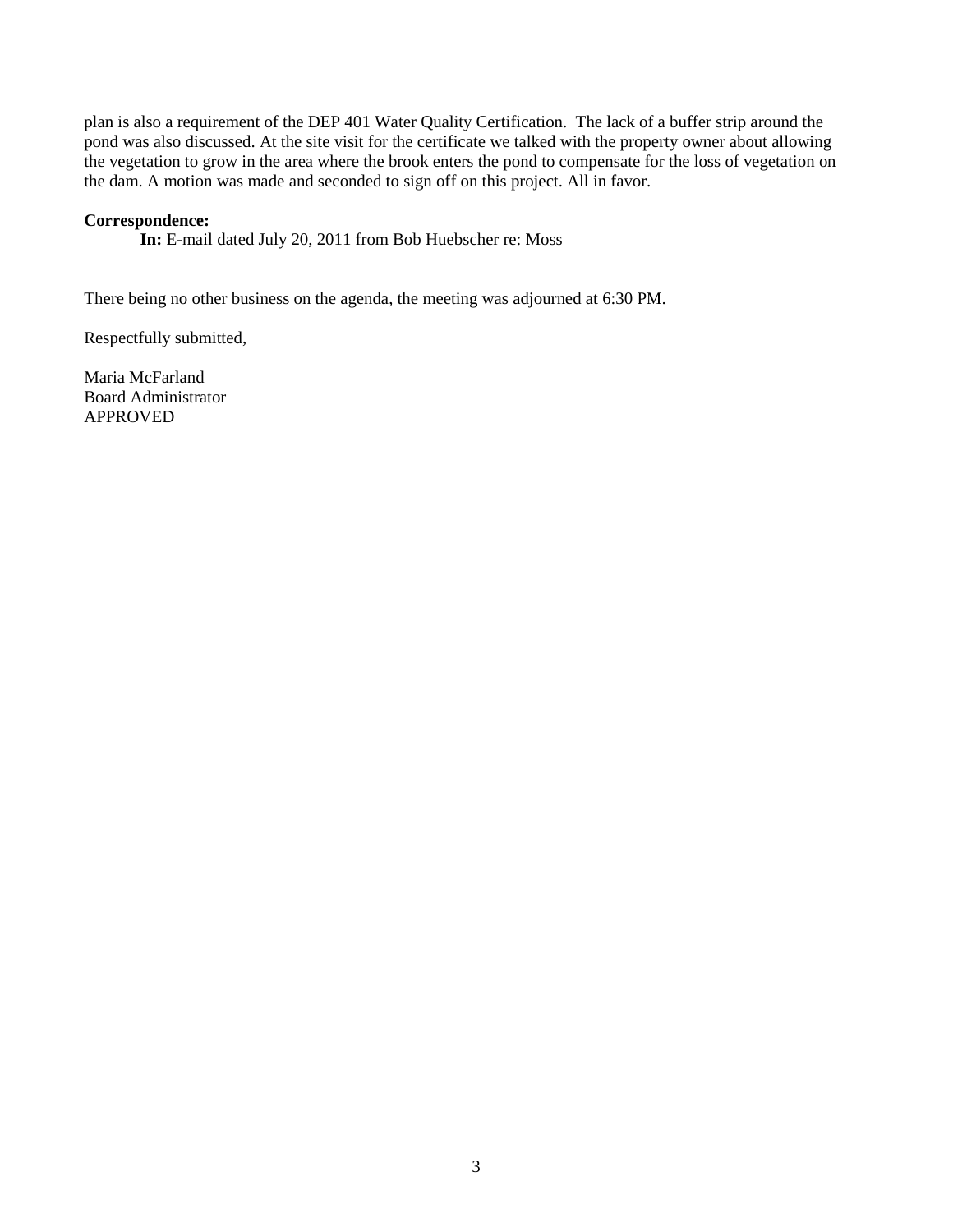plan is also a requirement of the DEP 401 Water Quality Certification. The lack of a buffer strip around the pond was also discussed. At the site visit for the certificate we talked with the property owner about allowing the vegetation to grow in the area where the brook enters the pond to compensate for the loss of vegetation on the dam. A motion was made and seconded to sign off on this project. All in favor.

**Correspondence:**

**In:** E-mail dated July 20, 2011 from Bob Huebscher re: Moss

There being no other business on the agenda, the meeting was adjourned at 6:30 PM.

Respectfully submitted,

Maria McFarland
Board Administrator
APPROVED